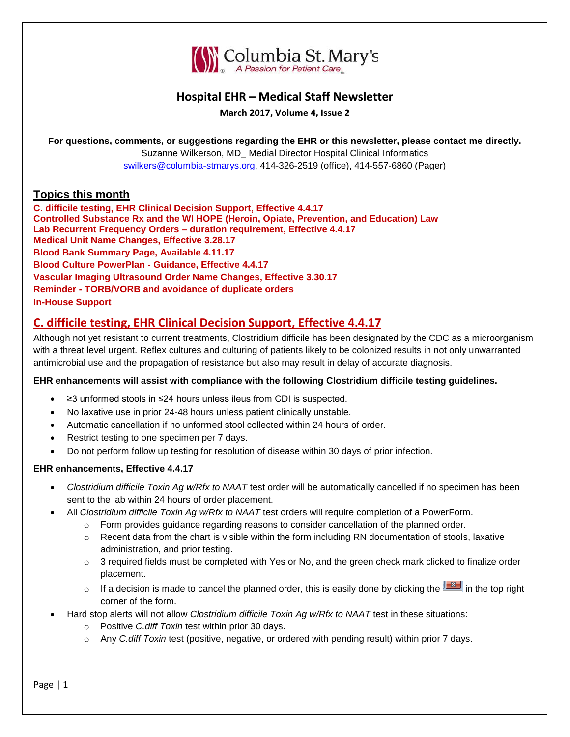Columbia St. Mary's
A Passion for Patient Care

# Hospital EHR – Medical Staff Newsletter

**March 2017, Volume 4, Issue 2**

**For questions, comments, or suggestions regarding the EHR or this newsletter, please contact me directly.**
Suzanne Wilkerson, MD_ Medial Director Hospital Clinical Informatics
swilkers@columbia-stmarys.org, 414-326-2519 (office), 414-557-6860 (Pager)

## Topics this month

**C. difficile testing, EHR Clinical Decision Support, Effective 4.4.17**
**Controlled Substance Rx and the WI HOPE (Heroin, Opiate, Prevention, and Education) Law**
**Lab Recurrent Frequency Orders – duration requirement, Effective 4.4.17**
**Medical Unit Name Changes, Effective 3.28.17**
**Blood Bank Summary Page, Available 4.11.17**
**Blood Culture PowerPlan - Guidance, Effective 4.4.17**
**Vascular Imaging Ultrasound Order Name Changes, Effective 3.30.17**
**Reminder - TORB/VORB and avoidance of duplicate orders**
**In-House Support**

## C. difficile testing, EHR Clinical Decision Support, Effective 4.4.17

Although not yet resistant to current treatments, Clostridium difficile has been designated by the CDC as a microorganism with a threat level urgent. Reflex cultures and culturing of patients likely to be colonized results in not only unwarranted antimicrobial use and the propagation of resistance but also may result in delay of accurate diagnosis.

**EHR enhancements will assist with compliance with the following Clostridium difficile testing guidelines.**

- ≥3 unformed stools in ≤24 hours unless ileus from CDI is suspected.
- No laxative use in prior 24-48 hours unless patient clinically unstable.
- Automatic cancellation if no unformed stool collected within 24 hours of order.
- Restrict testing to one specimen per 7 days.
- Do not perform follow up testing for resolution of disease within 30 days of prior infection.

**EHR enhancements, Effective 4.4.17**

- *Clostridium difficile Toxin Ag w/Rfx to NAAT* test order will be automatically cancelled if no specimen has been sent to the lab within 24 hours of order placement.
- All *Clostridium difficile Toxin Ag w/Rfx to NAAT* test orders will require completion of a PowerForm.
  - Form provides guidance regarding reasons to consider cancellation of the planned order.
  - Recent data from the chart is visible within the form including RN documentation of stools, laxative administration, and prior testing.
  - 3 required fields must be completed with Yes or No, and the green check mark clicked to finalize order placement.
  - If a decision is made to cancel the planned order, this is easily done by clicking the [X] in the top right corner of the form.
- Hard stop alerts will not allow *Clostridium difficile Toxin Ag w/Rfx to NAAT* test in these situations:
  - Positive *C.diff Toxin* test within prior 30 days.
  - Any *C.diff Toxin* test (positive, negative, or ordered with pending result) within prior 7 days.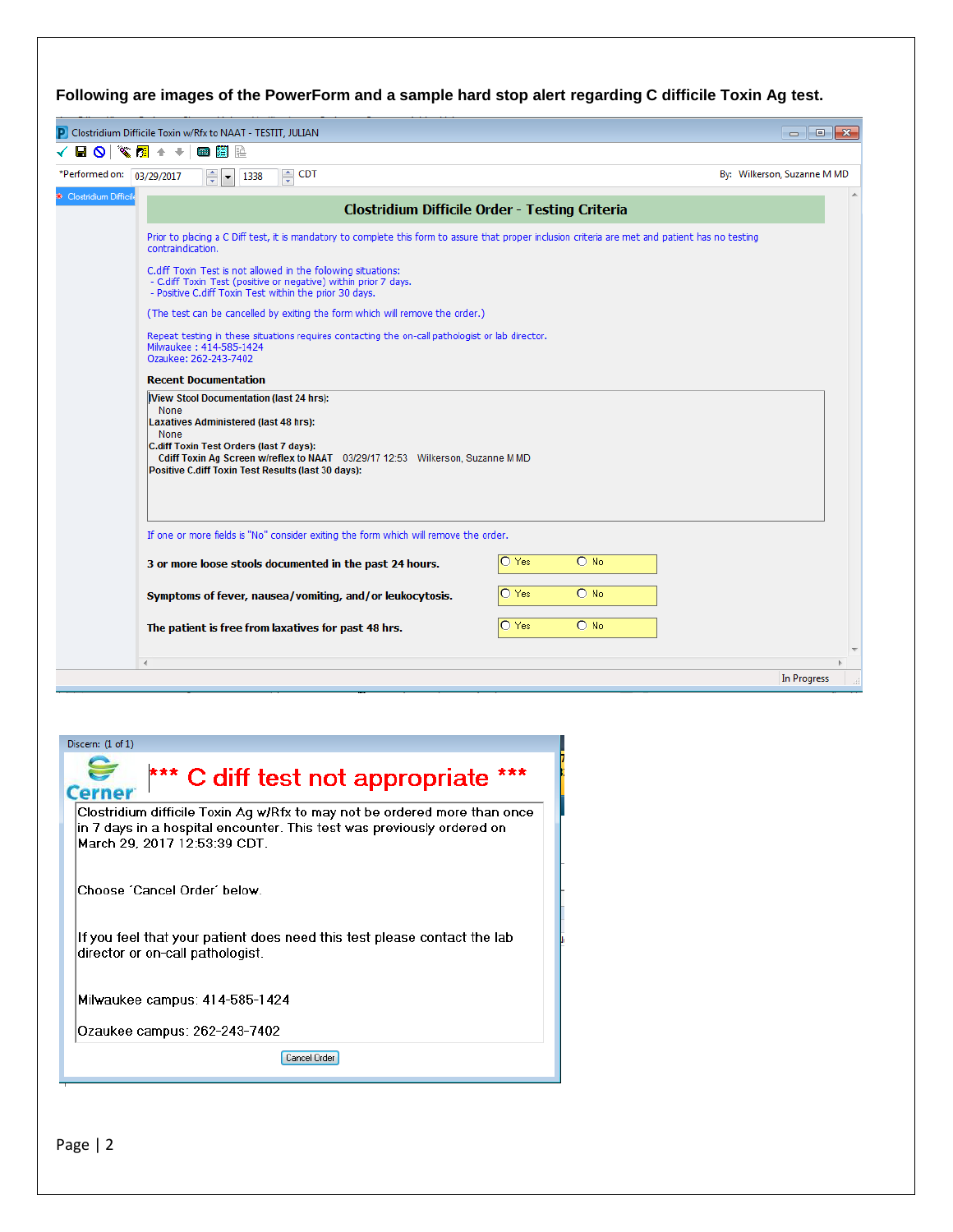**Following are images of the PowerForm and a sample hard stop alert regarding C difficile Toxin Ag test.**

Clostridium Difficile Toxin w/Rfx to NAAT - TESTIT, JULIAN

*Performed on: 03/29/2017 1338 CDT By: Wilkerson, Suzanne M MD

Clostridium Difficile

## Clostridium Difficile Order - Testing Criteria

Prior to placing a C Diff test, it is mandatory to complete this form to assure that proper inclusion criteria are met and patient has no testing contraindication.

C.diff Toxin Test is not allowed in the following situations:
- C.diff Toxin Test (positive or negative) within prior 7 days.
- Positive C.diff Toxin Test within the prior 30 days.

(The test can be cancelled by exiting the form which will remove the order.)

Repeat testing in these situations requires contacting the on-call pathologist or lab director.
Milwaukee : 414-585-1424
Ozaukee: 262-243-7402

**Recent Documentation**

**View Stool Documentation (last 24 hrs):**
None
**Laxatives Administered (last 48 hrs):**
None
**C.diff Toxin Test Orders (last 7 days):**
Cdiff Toxin Ag Screen w/reflex to NAAT 03/29/17 12:53 Wilkerson, Suzanne M MD
**Positive C.diff Toxin Test Results (last 30 days):**

If one or more fields is "No" consider exiting the form which will remove the order.

| | | |
|---|---|---|
| **3 or more loose stools documented in the past 24 hours.** | ○ Yes | ○ No |
| **Symptoms of fever, nausea/vomiting, and/or leukocytosis.** | ○ Yes | ○ No |
| **The patient is free from laxatives for past 48 hrs.** | ○ Yes | ○ No |

In Progress

Discern: (1 of 1)

Cerner

**\*\*\* C diff test not appropriate \*\*\***

Clostridium difficile Toxin Ag w/Rfx to may not be ordered more than once in 7 days in a hospital encounter. This test was previously ordered on March 29, 2017 12:53:39 CDT.

Choose 'Cancel Order' below.

If you feel that your patient does need this test please contact the lab director or on-call pathologist.

Milwaukee campus: 414-585-1424

Ozaukee campus: 262-243-7402

Cancel Order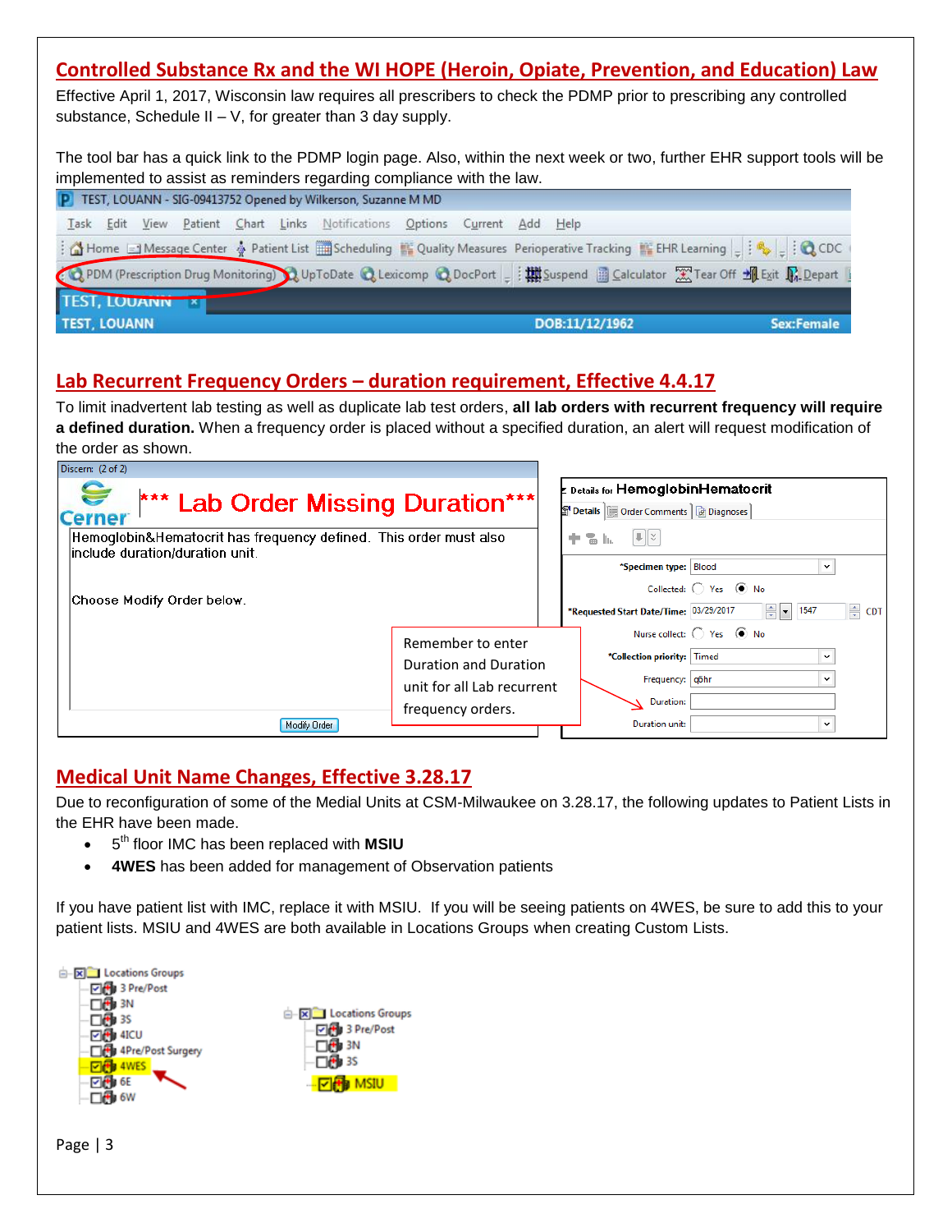## Controlled Substance Rx and the WI HOPE (Heroin, Opiate, Prevention, and Education) Law

Effective April 1, 2017, Wisconsin law requires all prescribers to check the PDMP prior to prescribing any controlled substance, Schedule II – V, for greater than 3 day supply.

The tool bar has a quick link to the PDMP login page. Also, within the next week or two, further EHR support tools will be implemented to assist as reminders regarding compliance with the law.

## Lab Recurrent Frequency Orders – duration requirement, Effective 4.4.17

To limit inadvertent lab testing as well as duplicate lab test orders, **all lab orders with recurrent frequency will require a defined duration.** When a frequency order is placed without a specified duration, an alert will request modification of the order as shown.

Remember to enter Duration and Duration unit for all Lab recurrent frequency orders.

## Medical Unit Name Changes, Effective 3.28.17

Due to reconfiguration of some of the Medial Units at CSM-Milwaukee on 3.28.17, the following updates to Patient Lists in the EHR have been made.

- 5th floor IMC has been replaced with **MSIU**
- **4WES** has been added for management of Observation patients

If you have patient list with IMC, replace it with MSIU. If you will be seeing patients on 4WES, be sure to add this to your patient lists. MSIU and 4WES are both available in Locations Groups when creating Custom Lists.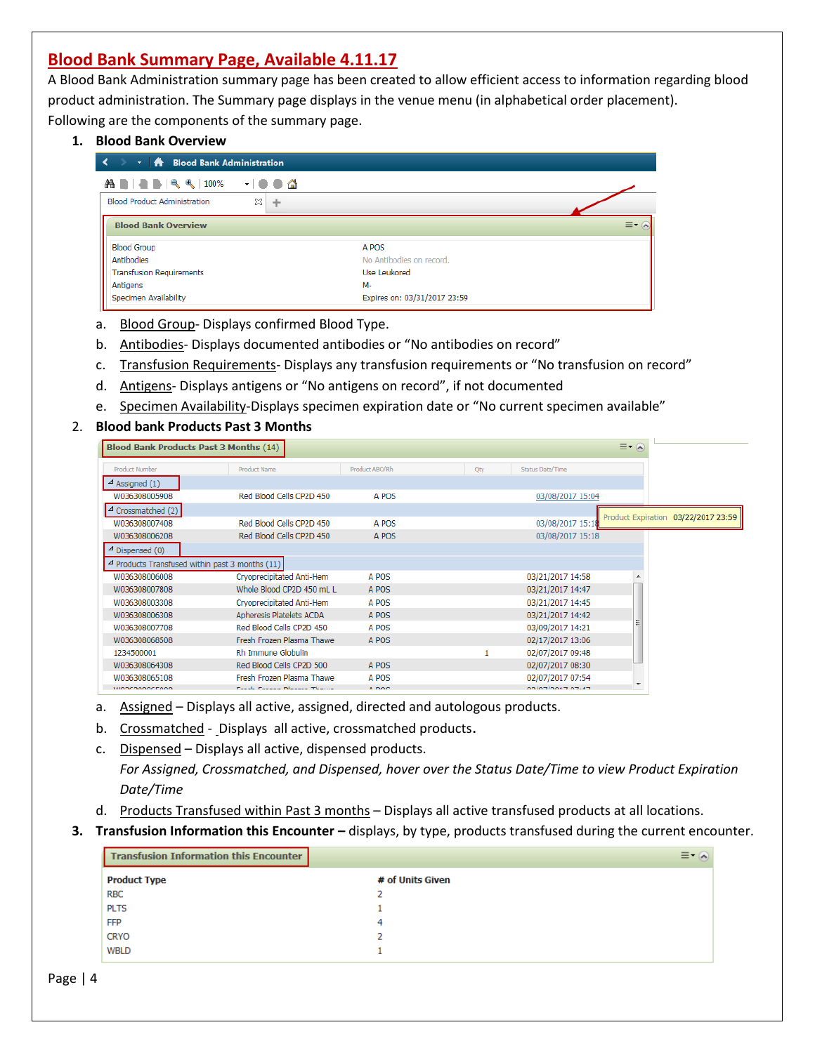# Blood Bank Summary Page, Available 4.11.17

A Blood Bank Administration summary page has been created to allow efficient access to information regarding blood product administration. The Summary page displays in the venue menu (in alphabetical order placement). Following are the components of the summary page.

1. **Blood Bank Overview**

| Blood Bank Overview | |
|---|---|
| Blood Group | A POS |
| Antibodies | No Antibodies on record. |
| Transfusion Requirements | Use Leukored |
| Antigens | M- |
| Specimen Availability | Expires on: 03/31/2017 23:59 |

   a. Blood Group- Displays confirmed Blood Type.
   b. Antibodies- Displays documented antibodies or "No antibodies on record"
   c. Transfusion Requirements- Displays any transfusion requirements or "No transfusion on record"
   d. Antigens- Displays antigens or "No antigens on record", if not documented
   e. Specimen Availability-Displays specimen expiration date or "No current specimen available"

2. **Blood bank Products Past 3 Months**

Blood Bank Products Past 3 Months (14)

| Product Number | Product Name | Product ABO/Rh | Qty | Status Date/Time |
|---|---|---|---|---|
| Assigned (1) | | | | |
| W036308005908 | Red Blood Cells CP2D 450 | A POS | | 03/08/2017 15:04 |
| Crossmatched (2) | | | | |
| W036308007408 | Red Blood Cells CP2D 450 | A POS | | 03/08/2017 15:18 |
| W036308006208 | Red Blood Cells CP2D 450 | A POS | | 03/08/2017 15:18 |
| Dispensed (0) | | | | |
| Products Transfused within past 3 months (11) | | | | |
| W036308006008 | Cryoprecipitated Anti-Hem | A POS | | 03/21/2017 14:58 |
| W036308007808 | Whole Blood CP2D 450 mL L | A POS | | 03/21/2017 14:47 |
| W036308003308 | Cryoprecipitated Anti-Hem | A POS | | 03/21/2017 14:45 |
| W036308006308 | Apheresis Platelets ACDA | A POS | | 03/21/2017 14:42 |
| W036308007708 | Red Blood Cells CP2D 450 | A POS | | 03/09/2017 14:21 |
| W036308068508 | Fresh Frozen Plasma Thawe | A POS | | 02/17/2017 13:06 |
| 1234500001 | Rh Immune Globulin | | 1 | 02/07/2017 09:48 |
| W036308064308 | Red Blood Cells CP2D 500 | A POS | | 02/07/2017 08:30 |
| W036308065108 | Fresh Frozen Plasma Thawe | A POS | | 02/07/2017 07:54 |

Product Expiration 03/22/2017 23:59

   a. Assigned – Displays all active, assigned, directed and autologous products.
   b. Crossmatched - Displays all active, crossmatched products.
   c. Dispensed – Displays all active, dispensed products.
      *For Assigned, Crossmatched, and Dispensed, hover over the Status Date/Time to view Product Expiration Date/Time*
   d. Products Transfused within Past 3 months – Displays all active transfused products at all locations.

3. **Transfusion Information this Encounter –** displays, by type, products transfused during the current encounter.

Transfusion Information this Encounter

| Product Type | # of Units Given |
|---|---|
| RBC | 2 |
| PLTS | 1 |
| FFP | 4 |
| CRYO | 2 |
| WBLD | 1 |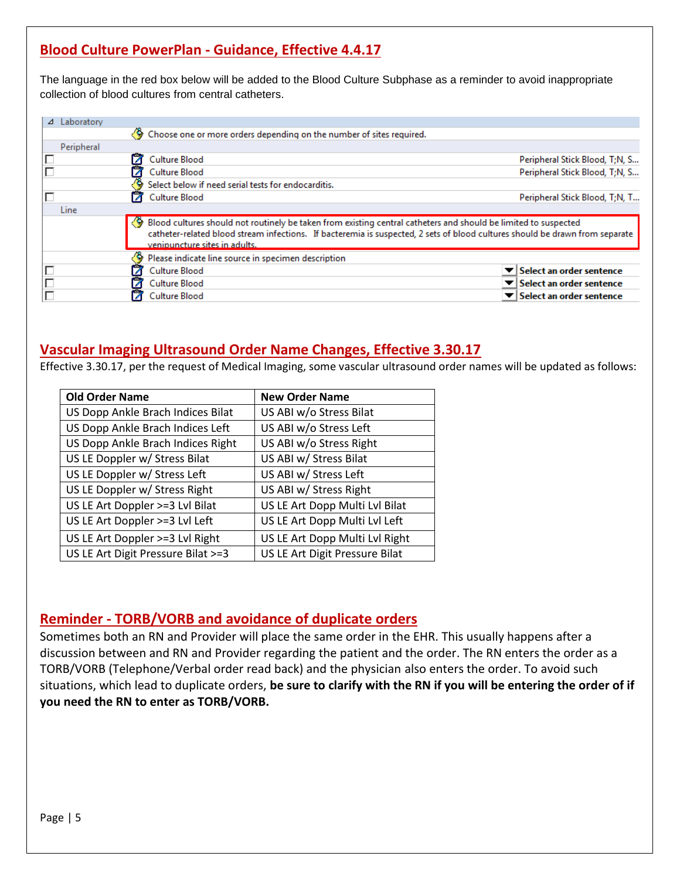## Blood Culture PowerPlan - Guidance, Effective 4.4.17

The language in the red box below will be added to the Blood Culture Subphase as a reminder to avoid inappropriate collection of blood cultures from central catheters.

| | Laboratory | |
|---|---|---|
| | Choose one or more orders depending on the number of sites required. | |
| Peripheral | | |
| ☐ | Culture Blood | Peripheral Stick Blood, T;N, S... |
| ☐ | Culture Blood | Peripheral Stick Blood, T;N, S... |
| | Select below if need serial tests for endocarditis. | |
| ☐ | Culture Blood | Peripheral Stick Blood, T;N, T... |
| Line | | |
| | Blood cultures should not routinely be taken from existing central catheters and should be limited to suspected catheter-related blood stream infections. If bacteremia is suspected, 2 sets of blood cultures should be drawn from separate venipuncture sites in adults. | |
| | Please indicate line source in specimen description | |
| ☐ | Culture Blood | Select an order sentence |
| ☐ | Culture Blood | Select an order sentence |
| ☐ | Culture Blood | Select an order sentence |

## Vascular Imaging Ultrasound Order Name Changes, Effective 3.30.17

Effective 3.30.17, per the request of Medical Imaging, some vascular ultrasound order names will be updated as follows:

| Old Order Name | New Order Name |
|---|---|
| US Dopp Ankle Brach Indices Bilat | US ABI w/o Stress Bilat |
| US Dopp Ankle Brach Indices Left | US ABI w/o Stress Left |
| US Dopp Ankle Brach Indices Right | US ABI w/o Stress Right |
| US LE Doppler w/ Stress Bilat | US ABI w/ Stress Bilat |
| US LE Doppler w/ Stress Left | US ABI w/ Stress Left |
| US LE Doppler w/ Stress Right | US ABI w/ Stress Right |
| US LE Art Doppler >=3 Lvl Bilat | US LE Art Dopp Multi Lvl Bilat |
| US LE Art Doppler >=3 Lvl Left | US LE Art Dopp Multi Lvl Left |
| US LE Art Doppler >=3 Lvl Right | US LE Art Dopp Multi Lvl Right |
| US LE Art Digit Pressure Bilat >=3 | US LE Art Digit Pressure Bilat |

## Reminder - TORB/VORB and avoidance of duplicate orders

Sometimes both an RN and Provider will place the same order in the EHR. This usually happens after a discussion between and RN and Provider regarding the patient and the order. The RN enters the order as a TORB/VORB (Telephone/Verbal order read back) and the physician also enters the order. To avoid such situations, which lead to duplicate orders, **be sure to clarify with the RN if you will be entering the order of if you need the RN to enter as TORB/VORB.**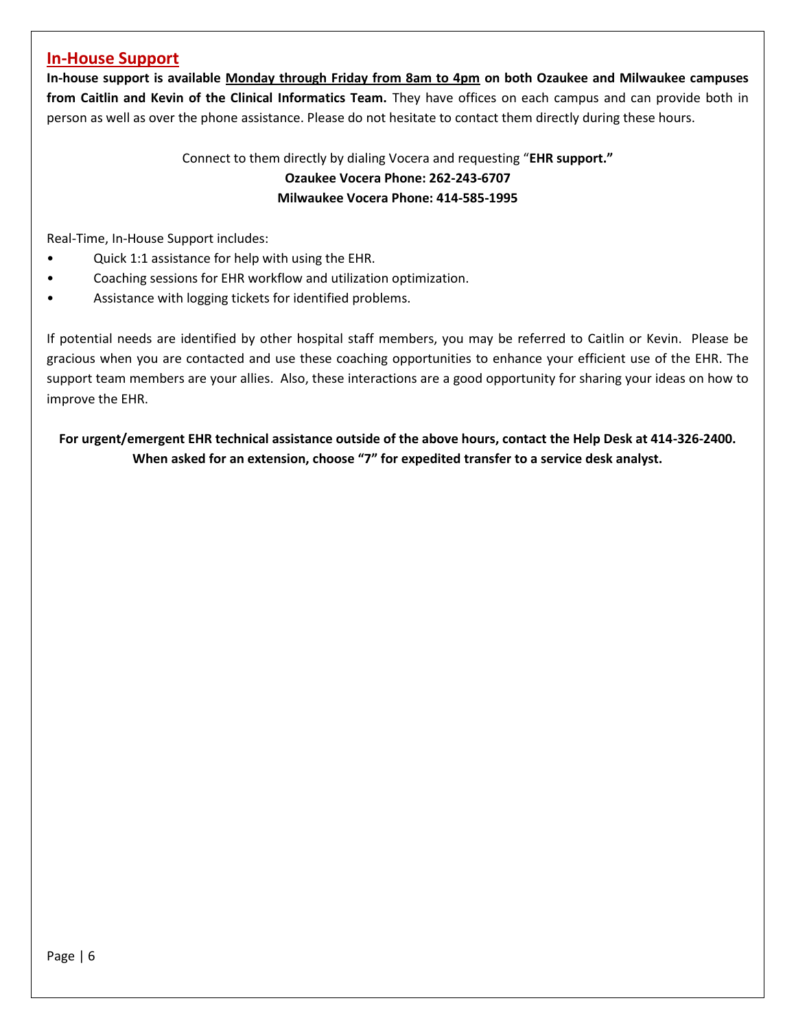## In-House Support

**In-house support is available Monday through Friday from 8am to 4pm on both Ozaukee and Milwaukee campuses from Caitlin and Kevin of the Clinical Informatics Team.** They have offices on each campus and can provide both in person as well as over the phone assistance. Please do not hesitate to contact them directly during these hours.

Connect to them directly by dialing Vocera and requesting "**EHR support."**
**Ozaukee Vocera Phone: 262-243-6707**
**Milwaukee Vocera Phone: 414-585-1995**

Real-Time, In-House Support includes:

- Quick 1:1 assistance for help with using the EHR.
- Coaching sessions for EHR workflow and utilization optimization.
- Assistance with logging tickets for identified problems.

If potential needs are identified by other hospital staff members, you may be referred to Caitlin or Kevin. Please be gracious when you are contacted and use these coaching opportunities to enhance your efficient use of the EHR. The support team members are your allies. Also, these interactions are a good opportunity for sharing your ideas on how to improve the EHR.

**For urgent/emergent EHR technical assistance outside of the above hours, contact the Help Desk at 414-326-2400. When asked for an extension, choose "7" for expedited transfer to a service desk analyst.**